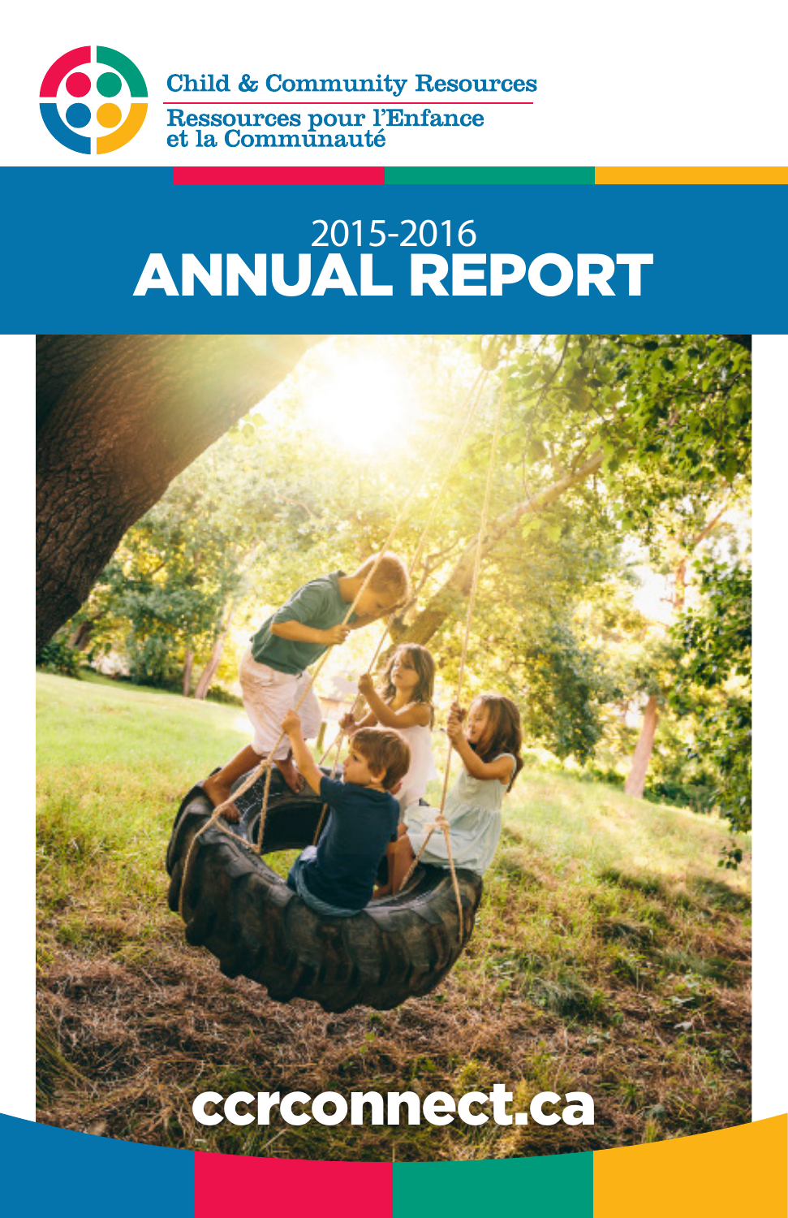Child & Community Resources

Ressources pour l'Enfance et la Communauté

# 2015-2016 ANNUAL REPORT

ccrconnect.ca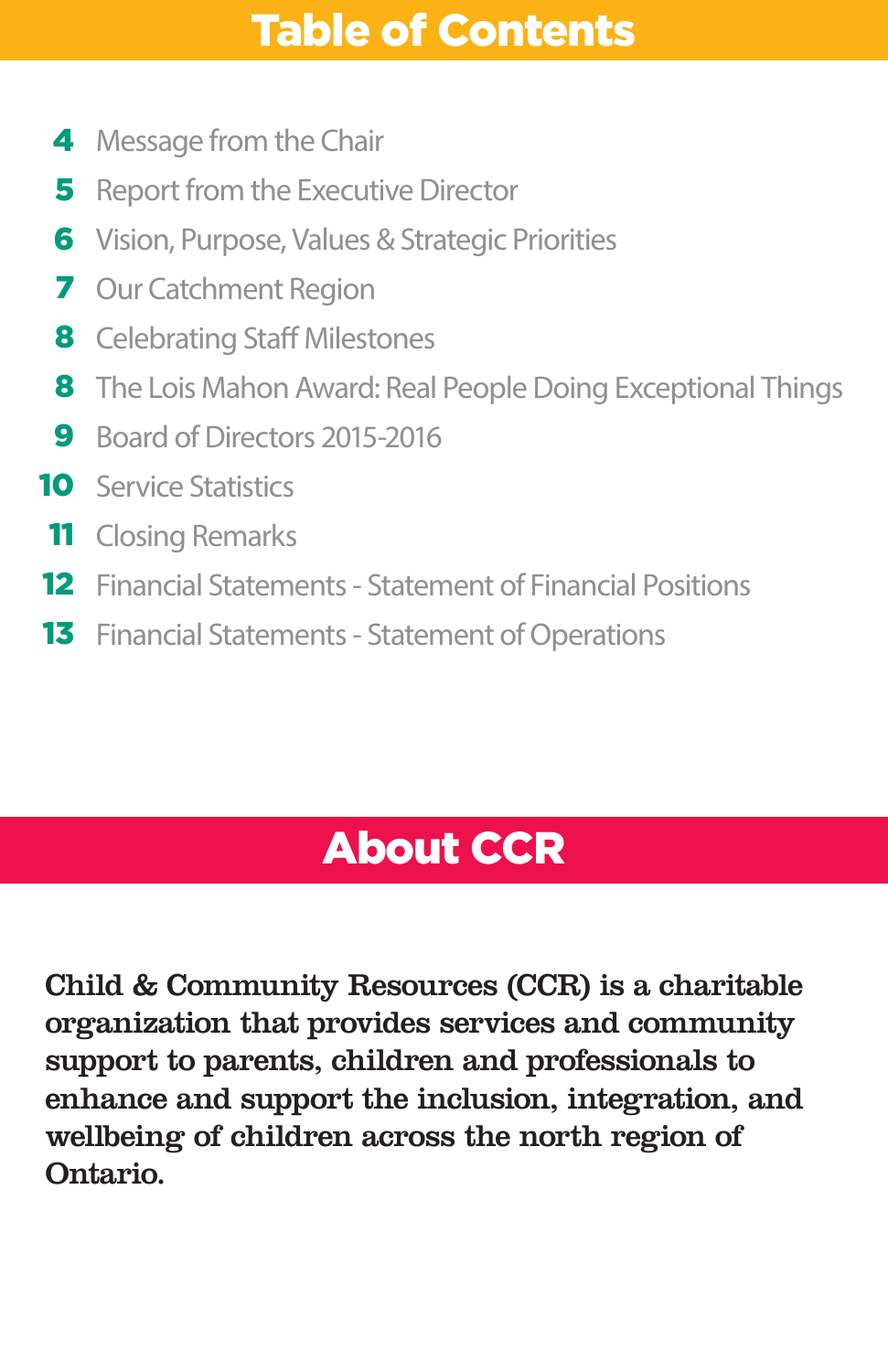# Table of Contents

- **4** Message from the Chair
- **5** Report from the Executive Director
- **6** Vision, Purpose, Values & Strategic Priorities
- **7** Our Catchment Region
- **8** Celebrating Staff Milestones
- **8** The Lois Mahon Award: Real People Doing Exceptional Things
- **9** Board of Directors 2015-2016
- **10** Service Statistics
- **11** Closing Remarks
- **12** Financial Statements - Statement of Financial Positions
- **13** Financial Statements - Statement of Operations

# About CCR

**Child & Community Resources (CCR) is a charitable organization that provides services and community support to parents, children and professionals to enhance and support the inclusion, integration, and wellbeing of children across the north region of Ontario.**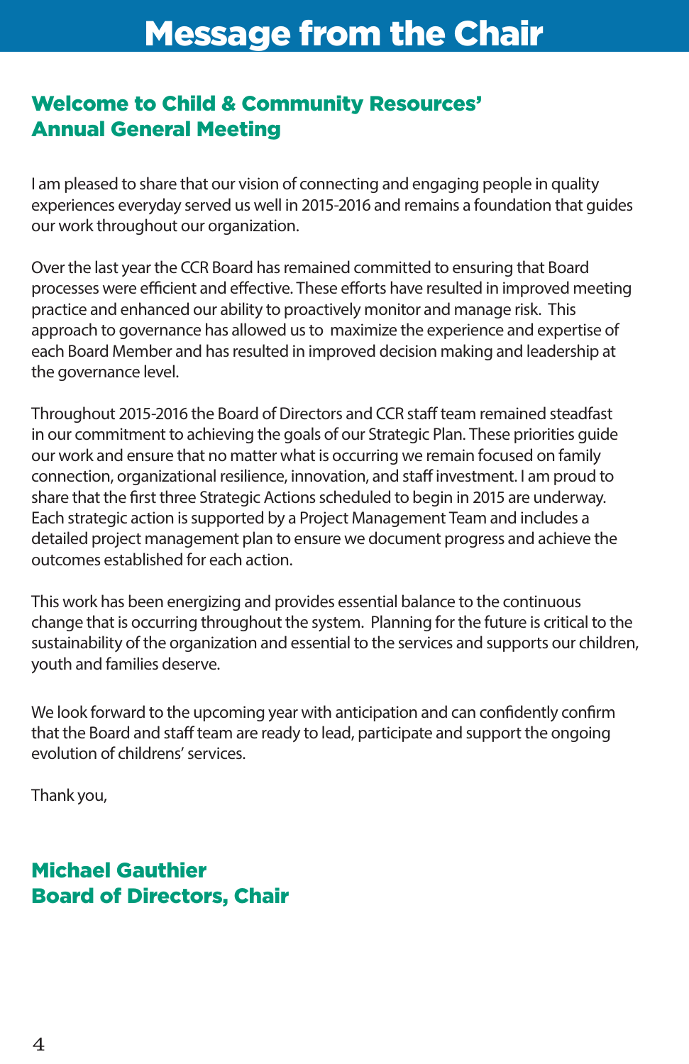# Message from the Chair

## Welcome to Child & Community Resources' Annual General Meeting

I am pleased to share that our vision of connecting and engaging people in quality experiences everyday served us well in 2015-2016 and remains a foundation that guides our work throughout our organization.

Over the last year the CCR Board has remained committed to ensuring that Board processes were efficient and effective. These efforts have resulted in improved meeting practice and enhanced our ability to proactively monitor and manage risk. This approach to governance has allowed us to maximize the experience and expertise of each Board Member and has resulted in improved decision making and leadership at the governance level.

Throughout 2015-2016 the Board of Directors and CCR staff team remained steadfast in our commitment to achieving the goals of our Strategic Plan. These priorities guide our work and ensure that no matter what is occurring we remain focused on family connection, organizational resilience, innovation, and staff investment. I am proud to share that the first three Strategic Actions scheduled to begin in 2015 are underway. Each strategic action is supported by a Project Management Team and includes a detailed project management plan to ensure we document progress and achieve the outcomes established for each action.

This work has been energizing and provides essential balance to the continuous change that is occurring throughout the system. Planning for the future is critical to the sustainability of the organization and essential to the services and supports our children, youth and families deserve.

We look forward to the upcoming year with anticipation and can confidently confirm that the Board and staff team are ready to lead, participate and support the ongoing evolution of childrens' services.

Thank you,

**Michael Gauthier**
**Board of Directors, Chair**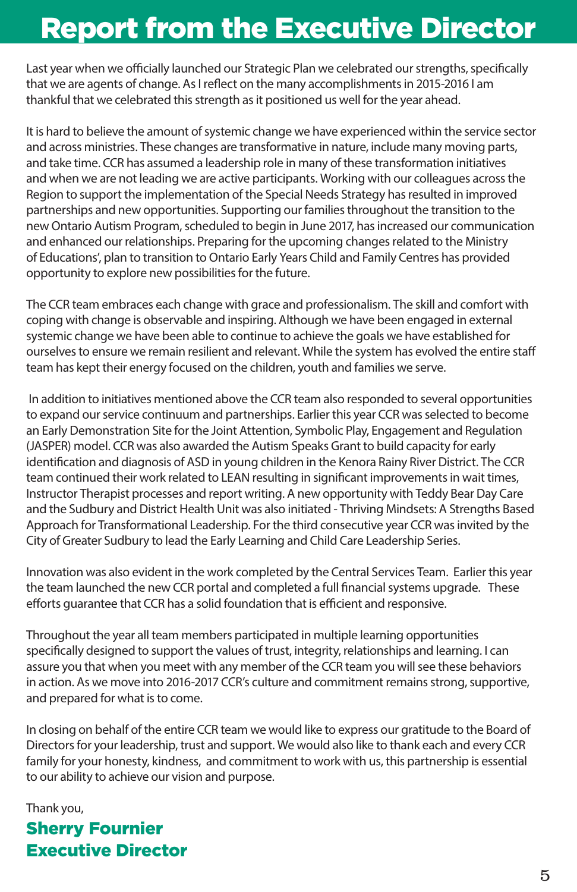# Report from the Executive Director

Last year when we officially launched our Strategic Plan we celebrated our strengths, specifically that we are agents of change. As I reflect on the many accomplishments in 2015-2016 I am thankful that we celebrated this strength as it positioned us well for the year ahead.

It is hard to believe the amount of systemic change we have experienced within the service sector and across ministries. These changes are transformative in nature, include many moving parts, and take time. CCR has assumed a leadership role in many of these transformation initiatives and when we are not leading we are active participants. Working with our colleagues across the Region to support the implementation of the Special Needs Strategy has resulted in improved partnerships and new opportunities. Supporting our families throughout the transition to the new Ontario Autism Program, scheduled to begin in June 2017, has increased our communication and enhanced our relationships. Preparing for the upcoming changes related to the Ministry of Educations', plan to transition to Ontario Early Years Child and Family Centres has provided opportunity to explore new possibilities for the future.

The CCR team embraces each change with grace and professionalism. The skill and comfort with coping with change is observable and inspiring. Although we have been engaged in external systemic change we have been able to continue to achieve the goals we have established for ourselves to ensure we remain resilient and relevant. While the system has evolved the entire staff team has kept their energy focused on the children, youth and families we serve.

In addition to initiatives mentioned above the CCR team also responded to several opportunities to expand our service continuum and partnerships. Earlier this year CCR was selected to become an Early Demonstration Site for the Joint Attention, Symbolic Play, Engagement and Regulation (JASPER) model. CCR was also awarded the Autism Speaks Grant to build capacity for early identification and diagnosis of ASD in young children in the Kenora Rainy River District. The CCR team continued their work related to LEAN resulting in significant improvements in wait times, Instructor Therapist processes and report writing. A new opportunity with Teddy Bear Day Care and the Sudbury and District Health Unit was also initiated - Thriving Mindsets: A Strengths Based Approach for Transformational Leadership. For the third consecutive year CCR was invited by the City of Greater Sudbury to lead the Early Learning and Child Care Leadership Series.

Innovation was also evident in the work completed by the Central Services Team. Earlier this year the team launched the new CCR portal and completed a full financial systems upgrade. These efforts guarantee that CCR has a solid foundation that is efficient and responsive.

Throughout the year all team members participated in multiple learning opportunities specifically designed to support the values of trust, integrity, relationships and learning. I can assure you that when you meet with any member of the CCR team you will see these behaviors in action. As we move into 2016-2017 CCR's culture and commitment remains strong, supportive, and prepared for what is to come.

In closing on behalf of the entire CCR team we would like to express our gratitude to the Board of Directors for your leadership, trust and support. We would also like to thank each and every CCR family for your honesty, kindness, and commitment to work with us, this partnership is essential to our ability to achieve our vision and purpose.

Thank you,

**Sherry Fournier**
**Executive Director**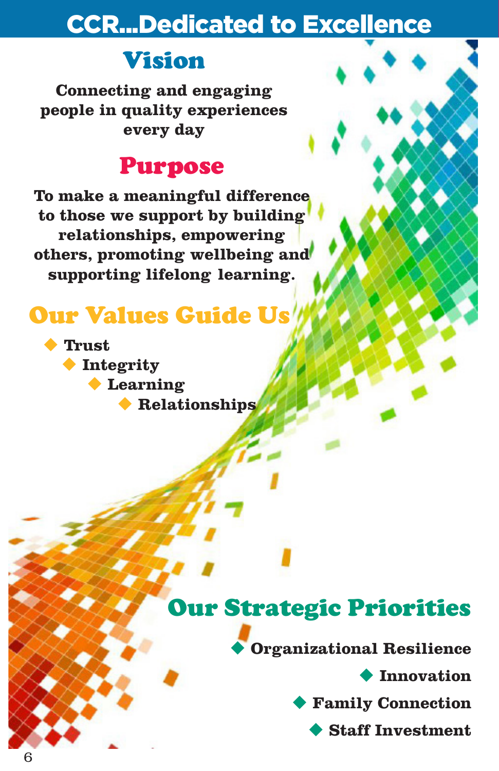# CCR...Dedicated to Excellence

## Vision

**Connecting and engaging people in quality experiences every day**

## Purpose

**To make a meaningful difference to those we support by building relationships, empowering others, promoting wellbeing and supporting lifelong learning.**

## Our Values Guide Us

- **Trust**
- **Integrity**
- **Learning**
- **Relationships**

## Our Strategic Priorities

- **Organizational Resilience**
- **Innovation**
- **Family Connection**
- **Staff Investment**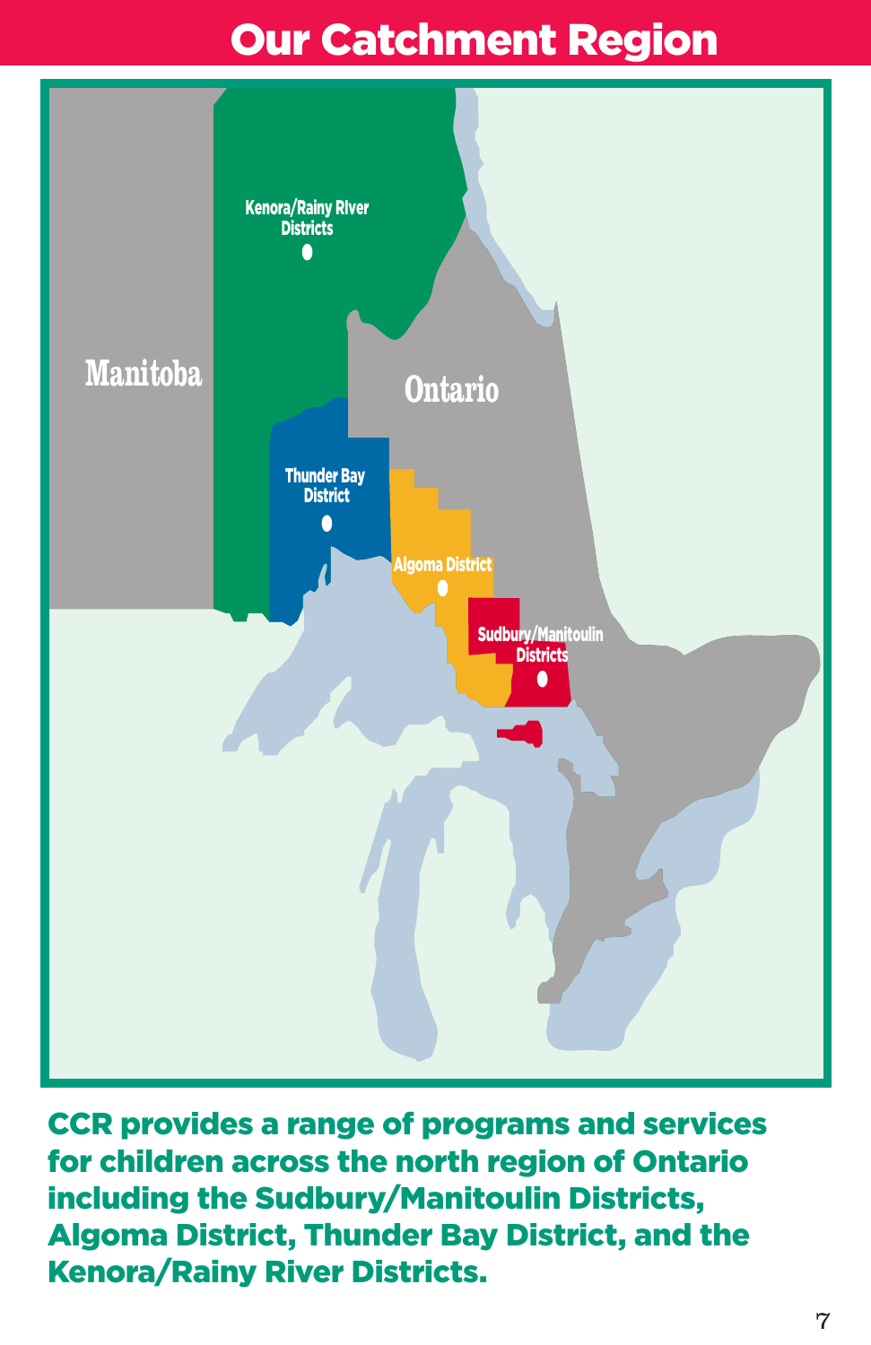# Our Catchment Region

Kenora/Rainy River Districts

Manitoba

Ontario

Thunder Bay District

Algoma District

Sudbury/Manitoulin Districts

**CCR provides a range of programs and services for children across the north region of Ontario including the Sudbury/Manitoulin Districts, Algoma District, Thunder Bay District, and the Kenora/Rainy River Districts.**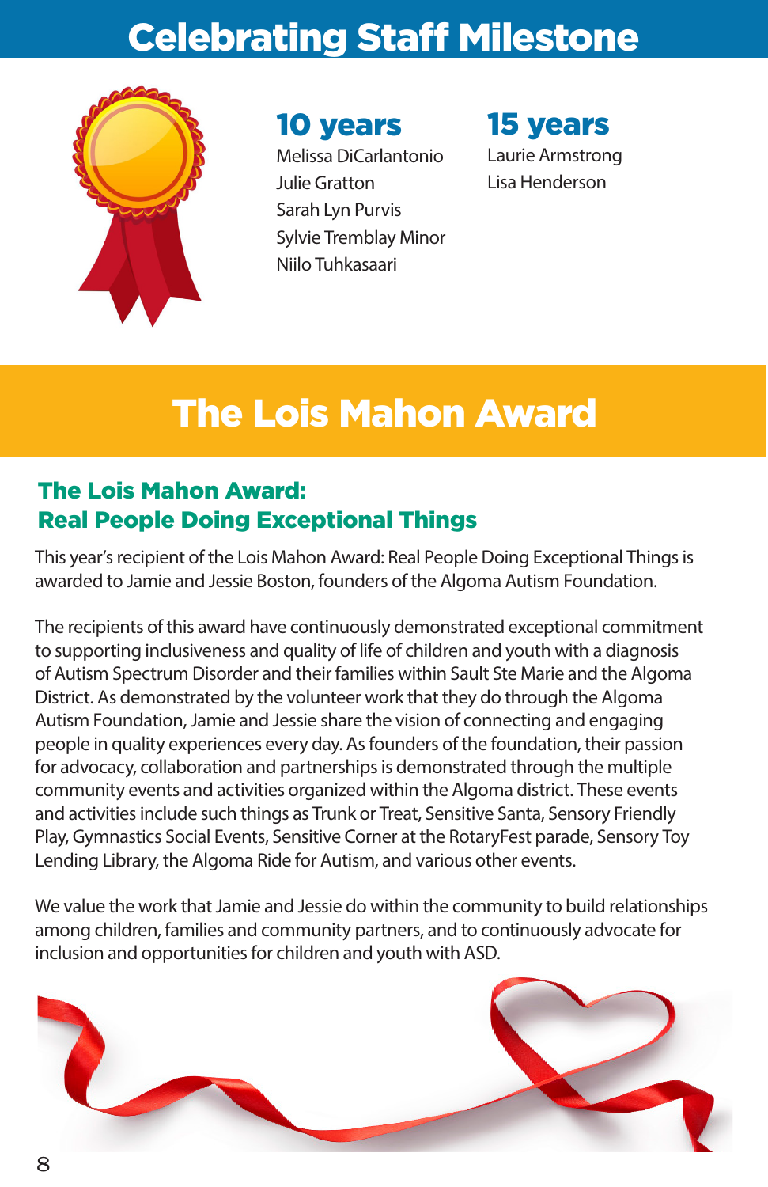# Celebrating Staff Milestone

## 10 years

Melissa DiCarlantonio
Julie Gratton
Sarah Lyn Purvis
Sylvie Tremblay Minor
Niilo Tuhkasaari

## 15 years

Laurie Armstrong
Lisa Henderson

# The Lois Mahon Award

### The Lois Mahon Award: Real People Doing Exceptional Things

This year's recipient of the Lois Mahon Award: Real People Doing Exceptional Things is awarded to Jamie and Jessie Boston, founders of the Algoma Autism Foundation.

The recipients of this award have continuously demonstrated exceptional commitment to supporting inclusiveness and quality of life of children and youth with a diagnosis of Autism Spectrum Disorder and their families within Sault Ste Marie and the Algoma District. As demonstrated by the volunteer work that they do through the Algoma Autism Foundation, Jamie and Jessie share the vision of connecting and engaging people in quality experiences every day. As founders of the foundation, their passion for advocacy, collaboration and partnerships is demonstrated through the multiple community events and activities organized within the Algoma district. These events and activities include such things as Trunk or Treat, Sensitive Santa, Sensory Friendly Play, Gymnastics Social Events, Sensitive Corner at the RotaryFest parade, Sensory Toy Lending Library, the Algoma Ride for Autism, and various other events.

We value the work that Jamie and Jessie do within the community to build relationships among children, families and community partners, and to continuously advocate for inclusion and opportunities for children and youth with ASD.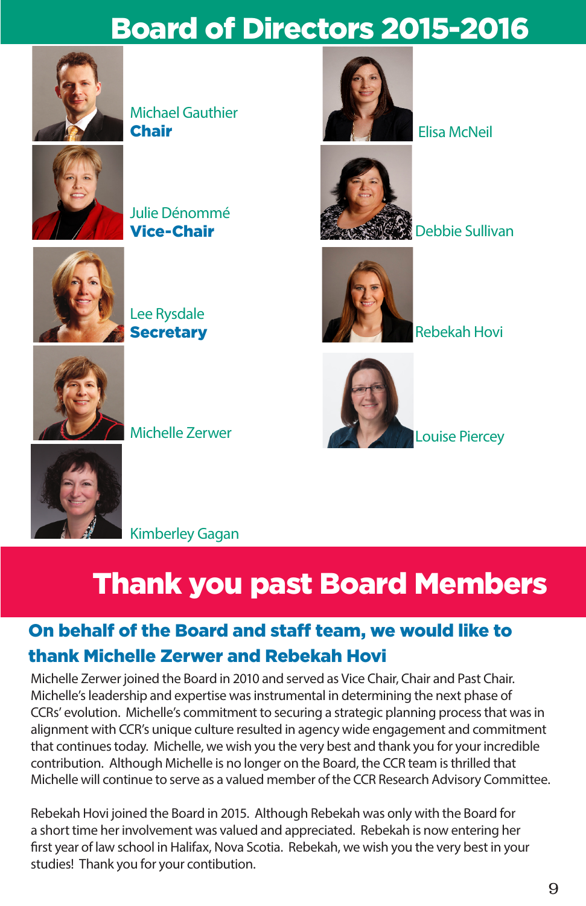# Board of Directors 2015-2016

Michael Gauthier
**Chair**

Julie Dénommé
**Vice-Chair**

Lee Rysdale
**Secretary**

Michelle Zerwer

Kimberley Gagan

Elisa McNeil

Debbie Sullivan

Rebekah Hovi

Louise Piercey

# Thank you past Board Members

## On behalf of the Board and staff team, we would like to thank Michelle Zerwer and Rebekah Hovi

Michelle Zerwer joined the Board in 2010 and served as Vice Chair, Chair and Past Chair. Michelle's leadership and expertise was instrumental in determining the next phase of CCRs' evolution. Michelle's commitment to securing a strategic planning process that was in alignment with CCR's unique culture resulted in agency wide engagement and commitment that continues today. Michelle, we wish you the very best and thank you for your incredible contribution. Although Michelle is no longer on the Board, the CCR team is thrilled that Michelle will continue to serve as a valued member of the CCR Research Advisory Committee.

Rebekah Hovi joined the Board in 2015. Although Rebekah was only with the Board for a short time her involvement was valued and appreciated. Rebekah is now entering her first year of law school in Halifax, Nova Scotia. Rebekah, we wish you the very best in your studies! Thank you for your contibution.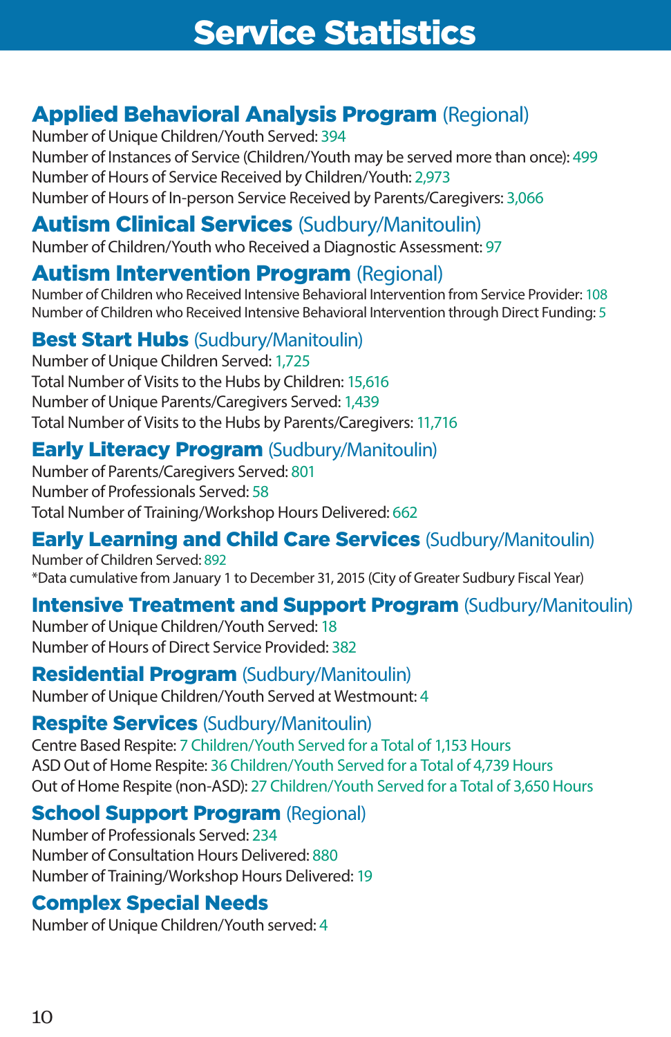# Service Statistics

## Applied Behavioral Analysis Program (Regional)

Number of Unique Children/Youth Served: 394
Number of Instances of Service (Children/Youth may be served more than once): 499
Number of Hours of Service Received by Children/Youth: 2,973
Number of Hours of In-person Service Received by Parents/Caregivers: 3,066

## Autism Clinical Services (Sudbury/Manitoulin)

Number of Children/Youth who Received a Diagnostic Assessment: 97

## Autism Intervention Program (Regional)

Number of Children who Received Intensive Behavioral Intervention from Service Provider: 108
Number of Children who Received Intensive Behavioral Intervention through Direct Funding: 5

## Best Start Hubs (Sudbury/Manitoulin)

Number of Unique Children Served: 1,725
Total Number of Visits to the Hubs by Children: 15,616
Number of Unique Parents/Caregivers Served: 1,439
Total Number of Visits to the Hubs by Parents/Caregivers: 11,716

## Early Literacy Program (Sudbury/Manitoulin)

Number of Parents/Caregivers Served: 801
Number of Professionals Served: 58
Total Number of Training/Workshop Hours Delivered: 662

## Early Learning and Child Care Services (Sudbury/Manitoulin)

Number of Children Served: 892
*Data cumulative from January 1 to December 31, 2015 (City of Greater Sudbury Fiscal Year)

## Intensive Treatment and Support Program (Sudbury/Manitoulin)

Number of Unique Children/Youth Served: 18
Number of Hours of Direct Service Provided: 382

## Residential Program (Sudbury/Manitoulin)

Number of Unique Children/Youth Served at Westmount: 4

## Respite Services (Sudbury/Manitoulin)

Centre Based Respite: 7 Children/Youth Served for a Total of 1,153 Hours
ASD Out of Home Respite: 36 Children/Youth Served for a Total of 4,739 Hours
Out of Home Respite (non-ASD): 27 Children/Youth Served for a Total of 3,650 Hours

## School Support Program (Regional)

Number of Professionals Served: 234
Number of Consultation Hours Delivered: 880
Number of Training/Workshop Hours Delivered: 19

## Complex Special Needs

Number of Unique Children/Youth served: 4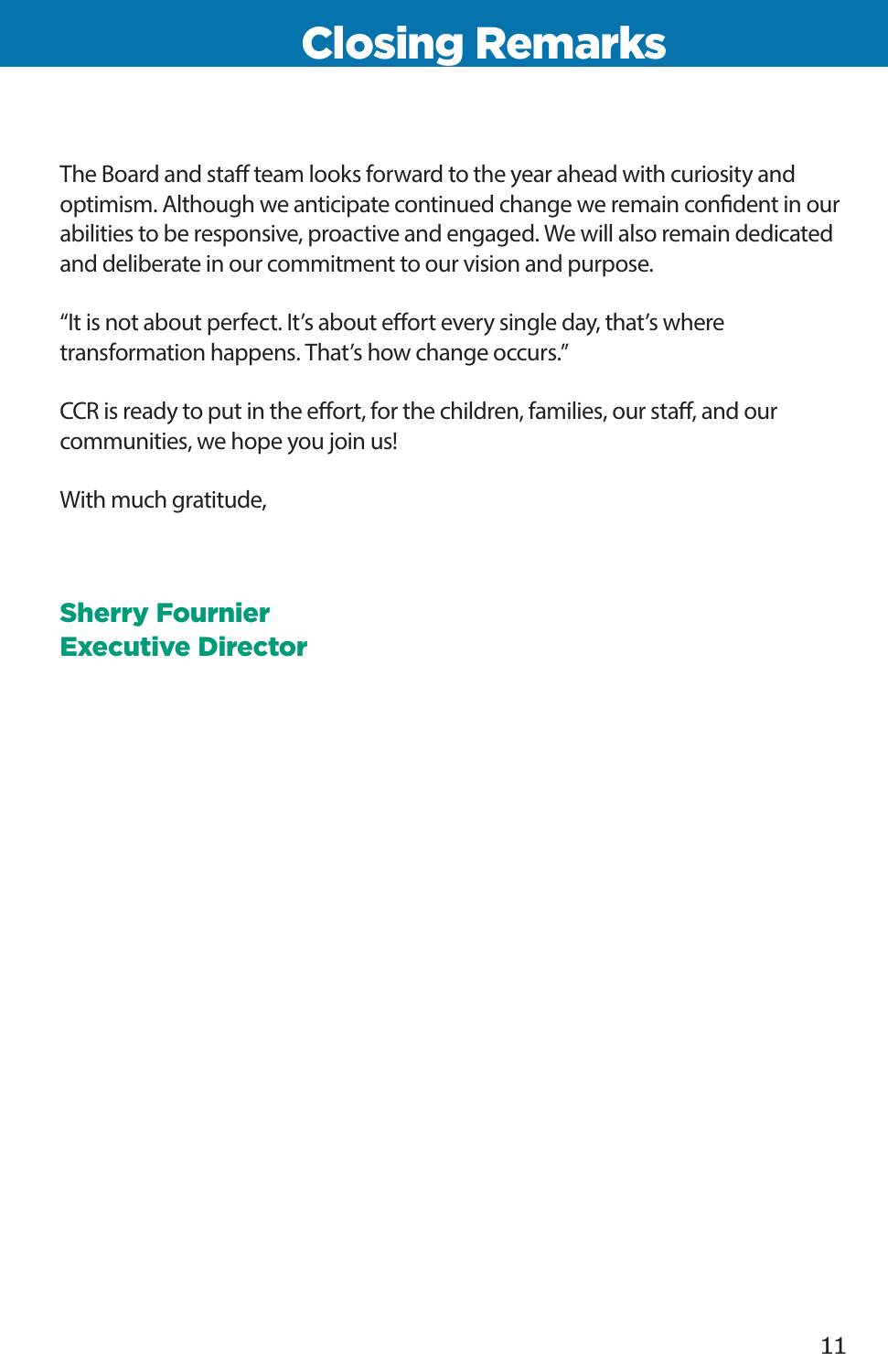# Closing Remarks

The Board and staff team looks forward to the year ahead with curiosity and optimism. Although we anticipate continued change we remain confident in our abilities to be responsive, proactive and engaged. We will also remain dedicated and deliberate in our commitment to our vision and purpose.

“It is not about perfect. It’s about effort every single day, that’s where transformation happens. That’s how change occurs.”

CCR is ready to put in the effort, for the children, families, our staff, and our communities, we hope you join us!

With much gratitude,

**Sherry Fournier**
**Executive Director**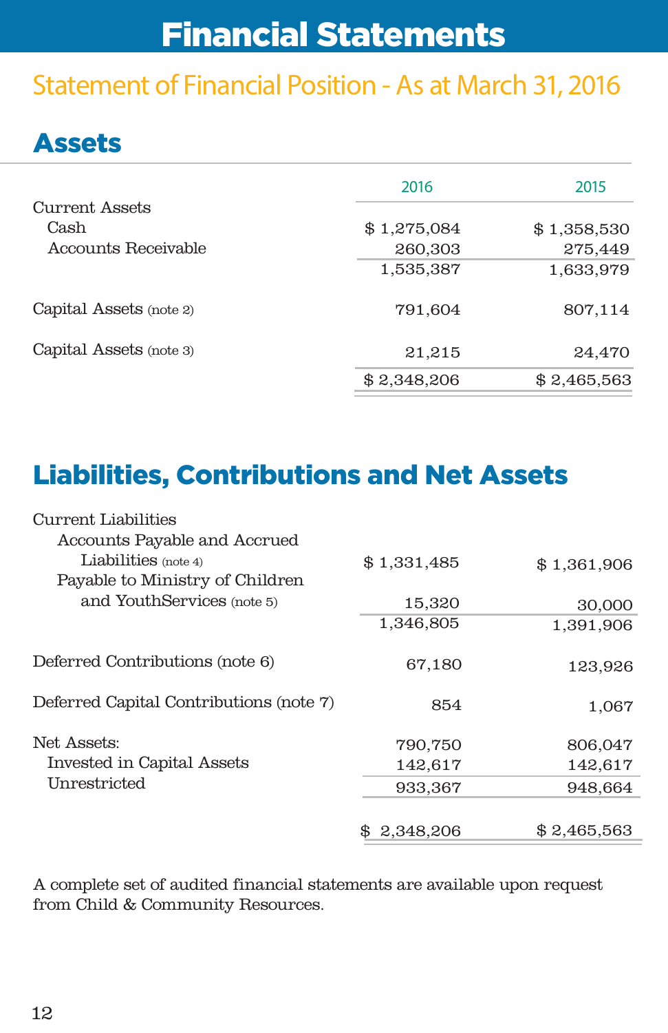# Financial Statements

## Statement of Financial Position - As at March 31, 2016

### Assets

| | 2016 | 2015 |
|---|---|---|
| Current Assets | | |
| Cash | $ 1,275,084 | $ 1,358,530 |
| Accounts Receivable | 260,303 | 275,449 |
| | 1,535,387 | 1,633,979 |
| Capital Assets (note 2) | 791,604 | 807,114 |
| Capital Assets (note 3) | 21,215 | 24,470 |
| | $ 2,348,206 | $ 2,465,563 |

### Liabilities, Contributions and Net Assets

| | 2016 | 2015 |
|---|---|---|
| Current Liabilities | | |
| Accounts Payable and Accrued Liabilities (note 4) | $ 1,331,485 | $ 1,361,906 |
| Payable to Ministry of Children and YouthServices (note 5) | 15,320 | 30,000 |
| | 1,346,805 | 1,391,906 |
| Deferred Contributions (note 6) | 67,180 | 123,926 |
| Deferred Capital Contributions (note 7) | 854 | 1,067 |
| Net Assets: | 790,750 | 806,047 |
| Invested in Capital Assets | 142,617 | 142,617 |
| Unrestricted | 933,367 | 948,664 |
| | $ 2,348,206 | $ 2,465,563 |

A complete set of audited financial statements are available upon request from Child & Community Resources.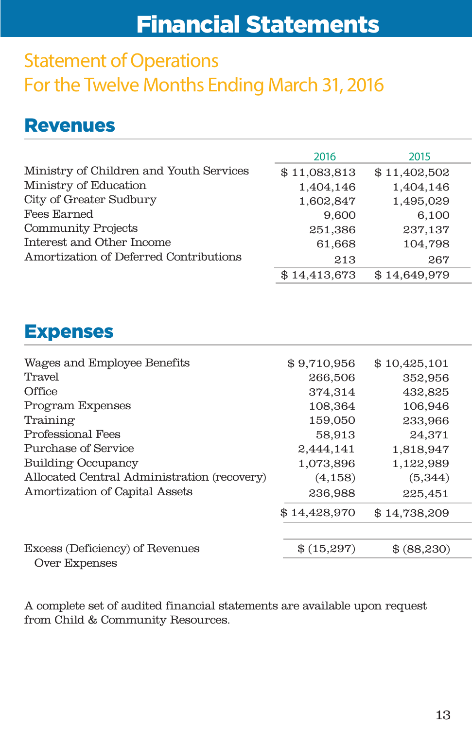# Financial Statements

## Statement of Operations
## For the Twelve Months Ending March 31, 2016

## Revenues

| | 2016 | 2015 |
|---|---|---|
| Ministry of Children and Youth Services | $ 11,083,813 | $ 11,402,502 |
| Ministry of Education | 1,404,146 | 1,404,146 |
| City of Greater Sudbury | 1,602,847 | 1,495,029 |
| Fees Earned | 9,600 | 6,100 |
| Community Projects | 251,386 | 237,137 |
| Interest and Other Income | 61,668 | 104,798 |
| Amortization of Deferred Contributions | 213 | 267 |
| | $ 14,413,673 | $ 14,649,979 |

## Expenses

| | 2016 | 2015 |
|---|---|---|
| Wages and Employee Benefits | $ 9,710,956 | $ 10,425,101 |
| Travel | 266,506 | 352,956 |
| Office | 374,314 | 432,825 |
| Program Expenses | 108,364 | 106,946 |
| Training | 159,050 | 233,966 |
| Professional Fees | 58,913 | 24,371 |
| Purchase of Service | 2,444,141 | 1,818,947 |
| Building Occupancy | 1,073,896 | 1,122,989 |
| Allocated Central Administration (recovery) | (4,158) | (5,344) |
| Amortization of Capital Assets | 236,988 | 225,451 |
| | $ 14,428,970 | $ 14,738,209 |
| Excess (Deficiency) of Revenues Over Expenses | $ (15,297) | $ (88,230) |

A complete set of audited financial statements are available upon request from Child & Community Resources.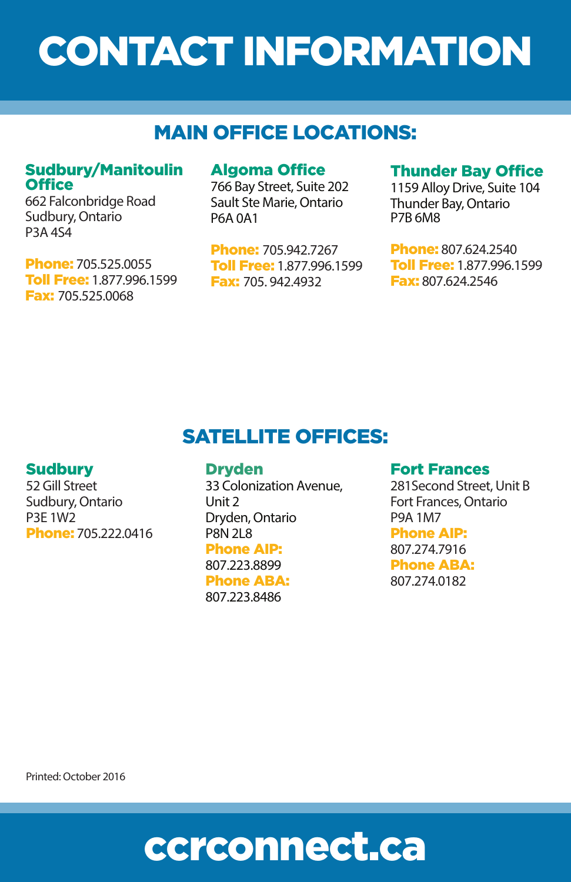# CONTACT INFORMATION

## MAIN OFFICE LOCATIONS:

### Sudbury/Manitoulin Office

662 Falconbridge Road
Sudbury, Ontario
P3A 4S4

**Phone:** 705.525.0055
**Toll Free:** 1.877.996.1599
**Fax:** 705.525.0068

### Algoma Office

766 Bay Street, Suite 202
Sault Ste Marie, Ontario
P6A 0A1

**Phone:** 705.942.7267
**Toll Free:** 1.877.996.1599
**Fax:** 705. 942.4932

### Thunder Bay Office

1159 Alloy Drive, Suite 104
Thunder Bay, Ontario
P7B 6M8

**Phone:** 807.624.2540
**Toll Free:** 1.877.996.1599
**Fax:** 807.624.2546

## SATELLITE OFFICES:

### Sudbury

52 Gill Street
Sudbury, Ontario
P3E 1W2
**Phone:** 705.222.0416

### Dryden

33 Colonization Avenue,
Unit 2
Dryden, Ontario
P8N 2L8
**Phone AIP:**
807.223.8899
**Phone ABA:**
807.223.8486

### Fort Frances

281Second Street, Unit B
Fort Frances, Ontario
P9A 1M7
**Phone AIP:**
807.274.7916
**Phone ABA:**
807.274.0182

Printed: October 2016

**ccrconnect.ca**